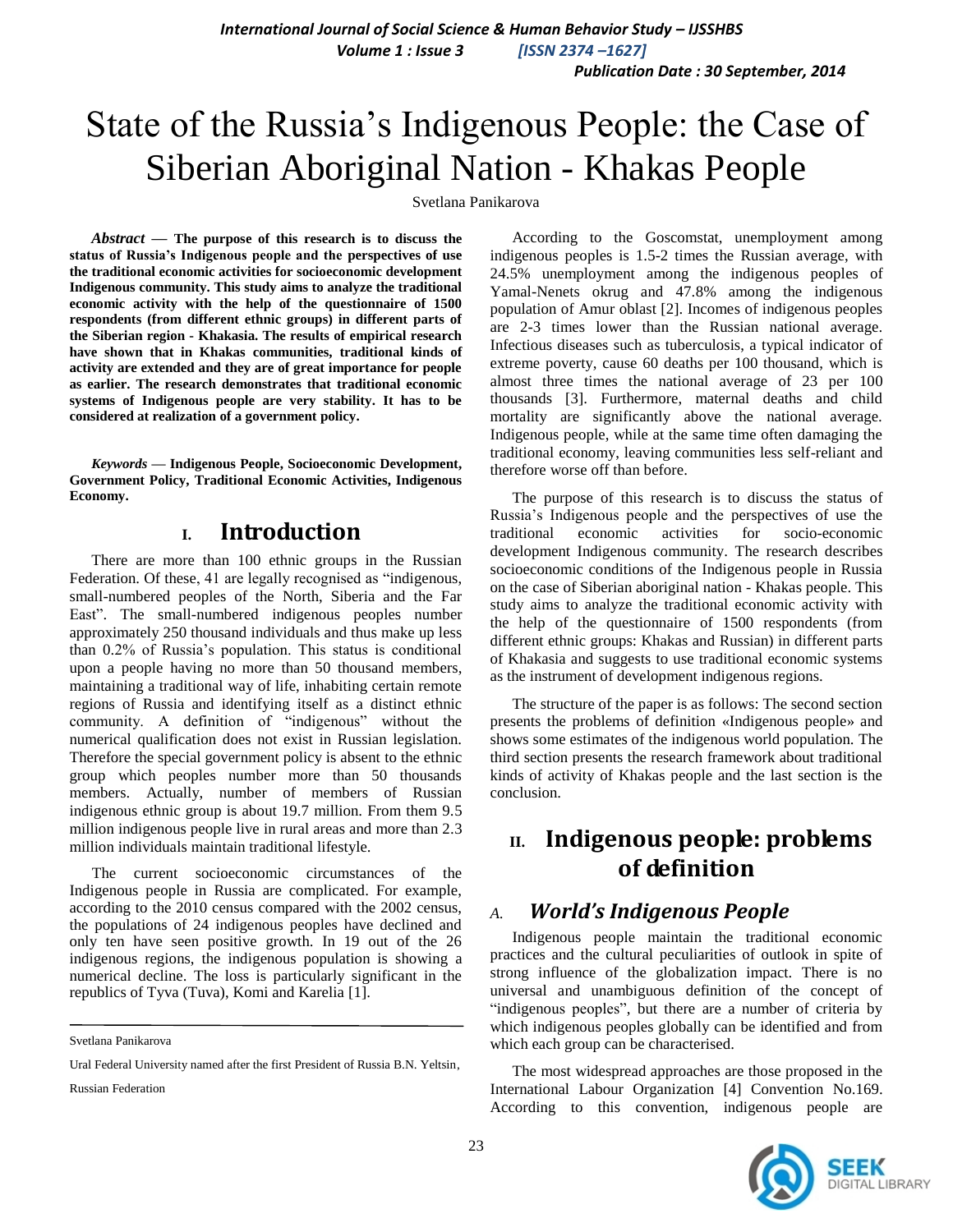# State of the Russia's Indigenous People: the Case of Siberian Aboriginal Nation - Khakas People

Svetlana Panikarova

***Abstract* — The purpose of this research is to discuss the status of Russia's Indigenous people and the perspectives of use the traditional economic activities for socioeconomic development Indigenous community. This study aims to analyze the traditional economic activity with the help of the questionnaire of 1500 respondents (from different ethnic groups) in different parts of the Siberian region - Khakasia. The results of empirical research have shown that in Khakas communities, traditional kinds of activity are extended and they are of great importance for people as earlier. The research demonstrates that traditional economic systems of Indigenous people are very stability. It has to be considered at realization of a government policy.**

***Keywords* — Indigenous People, Socioeconomic Development, Government Policy, Traditional Economic Activities, Indigenous Economy.**

## I. Introduction

There are more than 100 ethnic groups in the Russian Federation. Of these, 41 are legally recognised as "indigenous, small-numbered peoples of the North, Siberia and the Far East". The small-numbered indigenous peoples number approximately 250 thousand individuals and thus make up less than 0.2% of Russia's population. This status is conditional upon a people having no more than 50 thousand members, maintaining a traditional way of life, inhabiting certain remote regions of Russia and identifying itself as a distinct ethnic community. A definition of "indigenous" without the numerical qualification does not exist in Russian legislation. Therefore the special government policy is absent to the ethnic group which peoples number more than 50 thousands members. Actually, number of members of Russian indigenous ethnic group is about 19.7 million. From them 9.5 million indigenous people live in rural areas and more than 2.3 million individuals maintain traditional lifestyle.

The current socioeconomic circumstances of the Indigenous people in Russia are complicated. For example, according to the 2010 census compared with the 2002 census, the populations of 24 indigenous peoples have declined and only ten have seen positive growth. In 19 out of the 26 indigenous regions, the indigenous population is showing a numerical decline. The loss is particularly significant in the republics of Tyva (Tuva), Komi and Karelia [1].

According to the Goscomstat, unemployment among indigenous peoples is 1.5-2 times the Russian average, with 24.5% unemployment among the indigenous peoples of Yamal-Nenets okrug and 47.8% among the indigenous population of Amur oblast [2]. Incomes of indigenous peoples are 2-3 times lower than the Russian national average. Infectious diseases such as tuberculosis, a typical indicator of extreme poverty, cause 60 deaths per 100 thousand, which is almost three times the national average of 23 per 100 thousands [3]. Furthermore, maternal deaths and child mortality are significantly above the national average. Indigenous people, while at the same time often damaging the traditional economy, leaving communities less self-reliant and therefore worse off than before.

The purpose of this research is to discuss the status of Russia's Indigenous people and the perspectives of use the traditional economic activities for socio-economic development Indigenous community. The research describes socioeconomic conditions of the Indigenous people in Russia on the case of Siberian aboriginal nation - Khakas people. This study aims to analyze the traditional economic activity with the help of the questionnaire of 1500 respondents (from different ethnic groups: Khakas and Russian) in different parts of Khakasia and suggests to use traditional economic systems as the instrument of development indigenous regions.

The structure of the paper is as follows: The second section presents the problems of definition «Indigenous people» and shows some estimates of the indigenous world population. The third section presents the research framework about traditional kinds of activity of Khakas people and the last section is the conclusion.

## II. Indigenous people: problems of definition

### *A. World's Indigenous People*

Indigenous people maintain the traditional economic practices and the cultural peculiarities of outlook in spite of strong influence of the globalization impact. There is no universal and unambiguous definition of the concept of "indigenous peoples", but there are a number of criteria by which indigenous peoples globally can be identified and from which each group can be characterised.

The most widespread approaches are those proposed in the International Labour Organization [4] Convention No.169. According to this convention, indigenous people are

---

Svetlana Panikarova

Ural Federal University named after the first President of Russia B.N. Yeltsin, Russian Federation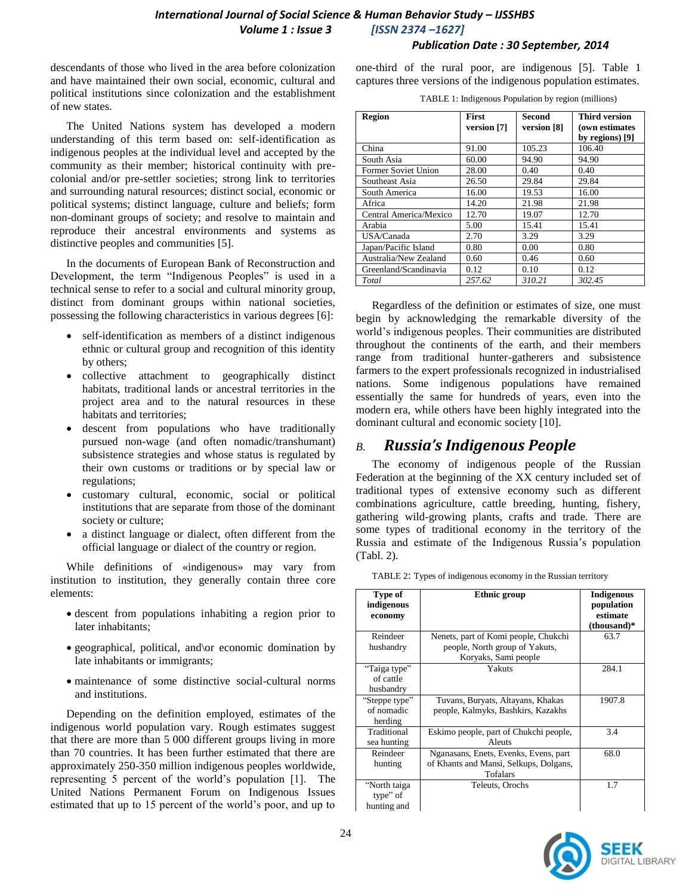descendants of those who lived in the area before colonization and have maintained their own social, economic, cultural and political institutions since colonization and the establishment of new states.

The United Nations system has developed a modern understanding of this term based on: self-identification as indigenous peoples at the individual level and accepted by the community as their member; historical continuity with pre-colonial and/or pre-settler societies; strong link to territories and surrounding natural resources; distinct social, economic or political systems; distinct language, culture and beliefs; form non-dominant groups of society; and resolve to maintain and reproduce their ancestral environments and systems as distinctive peoples and communities [5].

In the documents of European Bank of Reconstruction and Development, the term "Indigenous Peoples" is used in a technical sense to refer to a social and cultural minority group, distinct from dominant groups within national societies, possessing the following characteristics in various degrees [6]:

- self-identification as members of a distinct indigenous ethnic or cultural group and recognition of this identity by others;
- collective attachment to geographically distinct habitats, traditional lands or ancestral territories in the project area and to the natural resources in these habitats and territories;
- descent from populations who have traditionally pursued non-wage (and often nomadic/transhumant) subsistence strategies and whose status is regulated by their own customs or traditions or by special law or regulations;
- customary cultural, economic, social or political institutions that are separate from those of the dominant society or culture;
- a distinct language or dialect, often different from the official language or dialect of the country or region.

While definitions of «indigenous» may vary from institution to institution, they generally contain three core elements:

- descent from populations inhabiting a region prior to later inhabitants;
- geographical, political, and\or economic domination by late inhabitants or immigrants;
- maintenance of some distinctive social-cultural norms and institutions.

Depending on the definition employed, estimates of the indigenous world population vary. Rough estimates suggest that there are more than 5 000 different groups living in more than 70 countries. It has been further estimated that there are approximately 250-350 million indigenous peoples worldwide, representing 5 percent of the world's population [1]. The United Nations Permanent Forum on Indigenous Issues estimated that up to 15 percent of the world's poor, and up to one-third of the rural poor, are indigenous [5]. Table 1 captures three versions of the indigenous population estimates.

TABLE 1: Indigenous Population by region (millions)

| Region | First version [7] | Second version [8] | Third version (own estimates by regions) [9] |
|---|---|---|---|
| China | 91.00 | 105.23 | 106.40 |
| South Asia | 60.00 | 94.90 | 94.90 |
| Former Soviet Union | 28.00 | 0.40 | 0.40 |
| Southeast Asia | 26.50 | 29.84 | 29.84 |
| South America | 16.00 | 19.53 | 16.00 |
| Africa | 14.20 | 21.98 | 21.98 |
| Central America/Mexico | 12.70 | 19.07 | 12.70 |
| Arabia | 5.00 | 15.41 | 15.41 |
| USA/Canada | 2.70 | 3.29 | 3.29 |
| Japan/Pacific Island | 0.80 | 0.00 | 0.80 |
| Australia/New Zealand | 0.60 | 0.46 | 0.60 |
| Greenland/Scandinavia | 0.12 | 0.10 | 0.12 |
| *Total* | *257.62* | *310.21* | *302.45* |

Regardless of the definition or estimates of size, one must begin by acknowledging the remarkable diversity of the world's indigenous peoples. Their communities are distributed throughout the continents of the earth, and their members range from traditional hunter-gatherers and subsistence farmers to the expert professionals recognized in industrialised nations. Some indigenous populations have remained essentially the same for hundreds of years, even into the modern era, while others have been highly integrated into the dominant cultural and economic society [10].

## B. *Russia's Indigenous People*

The economy of indigenous people of the Russian Federation at the beginning of the XX century included set of traditional types of extensive economy such as different combinations agriculture, cattle breeding, hunting, fishery, gathering wild-growing plants, crafts and trade. There are some types of traditional economy in the territory of the Russia and estimate of the Indigenous Russia's population (Tabl. 2).

TABLE 2: Types of indigenous economy in the Russian territory

| Type of indigenous economy | Ethnic group | Indigenous population estimate (thousand)* |
|---|---|---|
| Reindeer husbandry | Nenets, part of Komi people, Chukchi people, North group of Yakuts, Koryaks, Sami people | 63.7 |
| "Taiga type" of cattle husbandry | Yakuts | 284.1 |
| "Steppe type" of nomadic herding | Tuvans, Buryats, Altayans, Khakas people, Kalmyks, Bashkirs, Kazakhs | 1907.8 |
| Traditional sea hunting | Eskimo people, part of Chukchi people, Aleuts | 3.4 |
| Reindeer hunting | Nganasans, Enets, Evenks, Evens, part of Khants and Mansi, Selkups, Dolgans, Tofalars | 68.0 |
| "North taiga type" of hunting and | Teleuts, Orochs | 1.7 |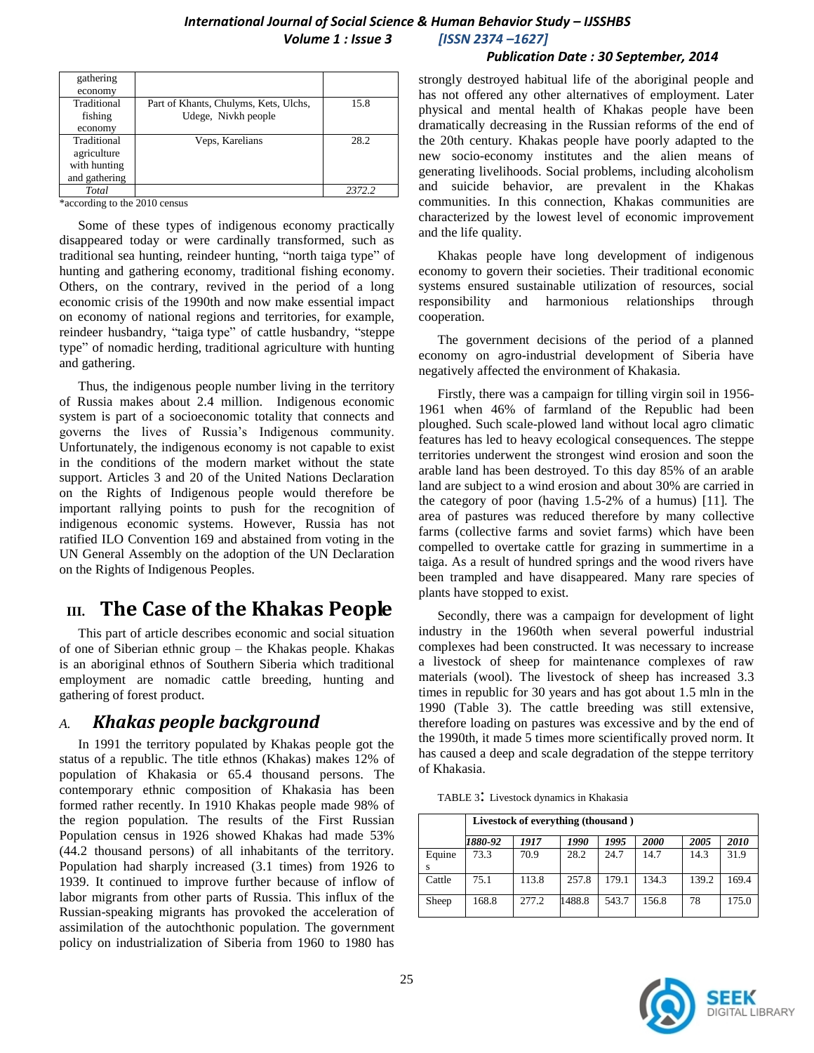| gathering economy | | |
|---|---|---|
| Traditional fishing economy | Part of Khants, Chulyms, Kets, Ulchs, Udege, Nivkh people | 15.8 |
| Traditional agriculture with hunting and gathering | Veps, Karelians | 28.2 |
| *Total* | | *2372.2* |

*according to the 2010 census

Some of these types of indigenous economy practically disappeared today or were cardinally transformed, such as traditional sea hunting, reindeer hunting, "north taiga type" of hunting and gathering economy, traditional fishing economy. Others, on the contrary, revived in the period of a long economic crisis of the 1990th and now make essential impact on economy of national regions and territories, for example, reindeer husbandry, "taiga type" of cattle husbandry, "steppe type" of nomadic herding, traditional agriculture with hunting and gathering.

Thus, the indigenous people number living in the territory of Russia makes about 2.4 million. Indigenous economic system is part of a socioeconomic totality that connects and governs the lives of Russia's Indigenous community. Unfortunately, the indigenous economy is not capable to exist in the conditions of the modern market without the state support. Articles 3 and 20 of the United Nations Declaration on the Rights of Indigenous people would therefore be important rallying points to push for the recognition of indigenous economic systems. However, Russia has not ratified ILO Convention 169 and abstained from voting in the UN General Assembly on the adoption of the UN Declaration on the Rights of Indigenous Peoples.

# III. The Case of the Khakas People

This part of article describes economic and social situation of one of Siberian ethnic group – the Khakas people. Khakas is an aboriginal ethnos of Southern Siberia which traditional employment are nomadic cattle breeding, hunting and gathering of forest product.

## A. *Khakas people background*

In 1991 the territory populated by Khakas people got the status of a republic. The title ethnos (Khakas) makes 12% of population of Khakasia or 65.4 thousand persons. The contemporary ethnic composition of Khakasia has been formed rather recently. In 1910 Khakas people made 98% of the region population. The results of the First Russian Population census in 1926 showed Khakas had made 53% (44.2 thousand persons) of all inhabitants of the territory. Population had sharply increased (3.1 times) from 1926 to 1939. It continued to improve further because of inflow of labor migrants from other parts of Russia. This influx of the Russian-speaking migrants has provoked the acceleration of assimilation of the autochthonic population. The government policy on industrialization of Siberia from 1960 to 1980 has strongly destroyed habitual life of the aboriginal people and has not offered any other alternatives of employment. Later physical and mental health of Khakas people have been dramatically decreasing in the Russian reforms of the end of the 20th century. Khakas people have poorly adapted to the new socio-economy institutes and the alien means of generating livelihoods. Social problems, including alcoholism and suicide behavior, are prevalent in the Khakas communities. In this connection, Khakas communities are characterized by the lowest level of economic improvement and the life quality.

Khakas people have long development of indigenous economy to govern their societies. Their traditional economic systems ensured sustainable utilization of resources, social responsibility and harmonious relationships through cooperation.

The government decisions of the period of a planned economy on agro-industrial development of Siberia have negatively affected the environment of Khakasia.

Firstly, there was a campaign for tilling virgin soil in 1956-1961 when 46% of farmland of the Republic had been ploughed. Such scale-plowed land without local agro climatic features has led to heavy ecological consequences. The steppe territories underwent the strongest wind erosion and soon the arable land has been destroyed. To this day 85% of an arable land are subject to a wind erosion and about 30% are carried in the category of poor (having 1.5-2% of a humus) [11]. The area of pastures was reduced therefore by many collective farms (collective farms and soviet farms) which have been compelled to overtake cattle for grazing in summertime in a taiga. As a result of hundred springs and the wood rivers have been trampled and have disappeared. Many rare species of plants have stopped to exist.

Secondly, there was a campaign for development of light industry in the 1960th when several powerful industrial complexes had been constructed. It was necessary to increase a livestock of sheep for maintenance complexes of raw materials (wool). The livestock of sheep has increased 3.3 times in republic for 30 years and has got about 1.5 mln in the 1990 (Table 3). The cattle breeding was still extensive, therefore loading on pastures was excessive and by the end of the 1990th, it made 5 times more scientifically proved norm. It has caused a deep and scale degradation of the steppe territory of Khakasia.

TABLE 3: Livestock dynamics in Khakasia

| | **Livestock of everything (thousand )** | | | | | | |
|---|---|---|---|---|---|---|---|
| | ***1880-92*** | ***1917*** | ***1990*** | ***1995*** | ***2000*** | ***2005*** | ***2010*** |
| Equines | 73.3 | 70.9 | 28.2 | 24.7 | 14.7 | 14.3 | 31.9 |
| Cattle | 75.1 | 113.8 | 257.8 | 179.1 | 134.3 | 139.2 | 169.4 |
| Sheep | 168.8 | 277.2 | 1488.8 | 543.7 | 156.8 | 78 | 175.0 |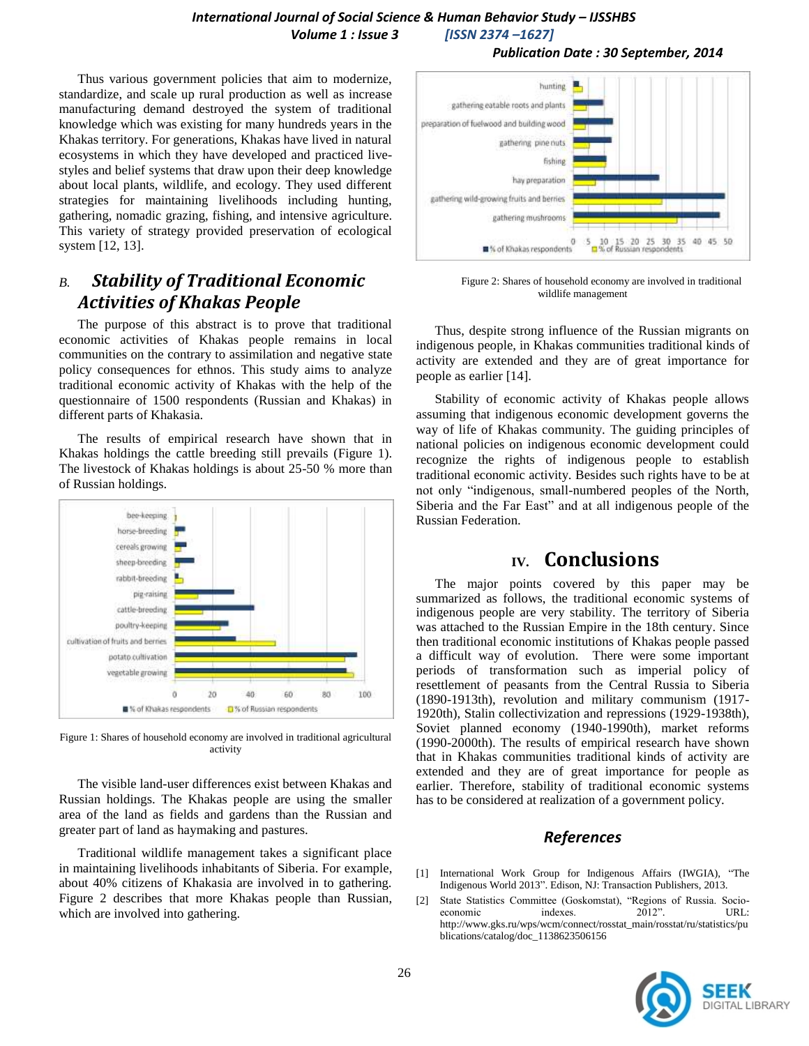Thus various government policies that aim to modernize, standardize, and scale up rural production as well as increase manufacturing demand destroyed the system of traditional knowledge which was existing for many hundreds years in the Khakas territory. For generations, Khakas have lived in natural ecosystems in which they have developed and practiced live-styles and belief systems that draw upon their deep knowledge about local plants, wildlife, and ecology. They used different strategies for maintaining livelihoods including hunting, gathering, nomadic grazing, fishing, and intensive agriculture. This variety of strategy provided preservation of ecological system [12, 13].

### *B. Stability of Traditional Economic Activities of Khakas People*

The purpose of this abstract is to prove that traditional economic activities of Khakas people remains in local communities on the contrary to assimilation and negative state policy consequences for ethnos. This study aims to analyze traditional economic activity of Khakas with the help of the questionnaire of 1500 respondents (Russian and Khakas) in different parts of Khakasia.

The results of empirical research have shown that in Khakas holdings the cattle breeding still prevails (Figure 1). The livestock of Khakas holdings is about 25-50 % more than of Russian holdings.

Figure 1: Shares of household economy are involved in traditional agricultural activity

The visible land-user differences exist between Khakas and Russian holdings. The Khakas people are using the smaller area of the land as fields and gardens than the Russian and greater part of land as haymaking and pastures.

Traditional wildlife management takes a significant place in maintaining livelihoods inhabitants of Siberia. For example, about 40% citizens of Khakasia are involved in to gathering. Figure 2 describes that more Khakas people than Russian, which are involved into gathering.

Figure 2: Shares of household economy are involved in traditional wildlife management

Thus, despite strong influence of the Russian migrants on indigenous people, in Khakas communities traditional kinds of activity are extended and they are of great importance for people as earlier [14].

Stability of economic activity of Khakas people allows assuming that indigenous economic development governs the way of life of Khakas community. The guiding principles of national policies on indigenous economic development could recognize the rights of indigenous people to establish traditional economic activity. Besides such rights have to be at not only "indigenous, small-numbered peoples of the North, Siberia and the Far East" and at all indigenous people of the Russian Federation.

## IV. Conclusions

The major points covered by this paper may be summarized as follows, the traditional economic systems of indigenous people are very stability. The territory of Siberia was attached to the Russian Empire in the 18th century. Since then traditional economic institutions of Khakas people passed a difficult way of evolution. There were some important periods of transformation such as imperial policy of resettlement of peasants from the Central Russia to Siberia (1890-1913th), revolution and military communism (1917-1920th), Stalin collectivization and repressions (1929-1938th), Soviet planned economy (1940-1990th), market reforms (1990-2000th). The results of empirical research have shown that in Khakas communities traditional kinds of activity are extended and they are of great importance for people as earlier. Therefore, stability of traditional economic systems has to be considered at realization of a government policy.

## References

[1] International Work Group for Indigenous Affairs (IWGIA), "The Indigenous World 2013". Edison, NJ: Transaction Publishers, 2013.

[2] State Statistics Committee (Goskomstat), "Regions of Russia. Socio-economic indexes. 2012". URL: http://www.gks.ru/wps/wcm/connect/rosstat_main/rosstat/ru/statistics/publications/catalog/doc_1138623506156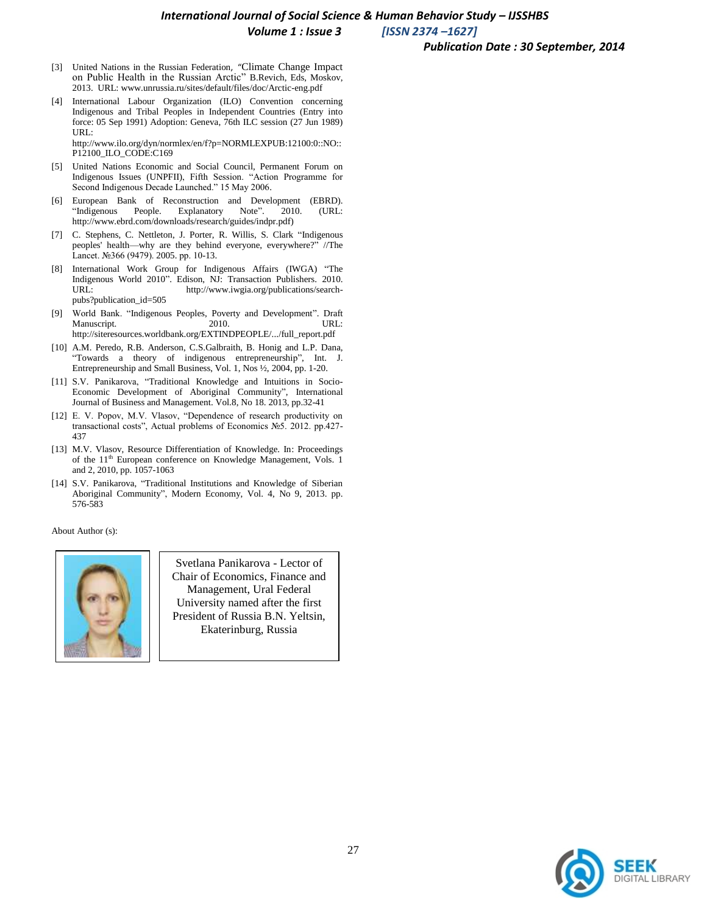[3] United Nations in the Russian Federation, "Climate Change Impact on Public Health in the Russian Arctic" B.Revich, Eds, Moskov, 2013. URL: www.unrussia.ru/sites/default/files/doc/Arctic-eng.pdf

[4] International Labour Organization (ILO) Convention concerning Indigenous and Tribal Peoples in Independent Countries (Entry into force: 05 Sep 1991) Adoption: Geneva, 76th ILC session (27 Jun 1989) URL: http://www.ilo.org/dyn/normlex/en/f?p=NORMLEXPUB:12100:0::NO::P12100_ILO_CODE:C169

[5] United Nations Economic and Social Council, Permanent Forum on Indigenous Issues (UNPFII), Fifth Session. "Action Programme for Second Indigenous Decade Launched." 15 May 2006.

[6] European Bank of Reconstruction and Development (EBRD). "Indigenous People. Explanatory Note". 2010. (URL: http://www.ebrd.com/downloads/research/guides/indpr.pdf)

[7] C. Stephens, C. Nettleton, J. Porter, R. Willis, S. Clark "Indigenous peoples' health—why are they behind everyone, everywhere?" //The Lancet. №366 (9479). 2005. pp. 10-13.

[8] International Work Group for Indigenous Affairs (IWGA) "The Indigenous World 2010". Edison, NJ: Transaction Publishers. 2010. URL: http://www.iwgia.org/publications/search-pubs?publication_id=505

[9] World Bank. "Indigenous Peoples, Poverty and Development". Draft Manuscript. 2010. URL: http://siteresources.worldbank.org/EXTINDPEOPLE/.../full_report.pdf

[10] A.M. Peredo, R.B. Anderson, C.S.Galbraith, B. Honig and L.P. Dana, "Towards a theory of indigenous entrepreneurship", Int. J. Entrepreneurship and Small Business, Vol. 1, Nos ½, 2004, pp. 1-20.

[11] S.V. Panikarova, "Traditional Knowledge and Intuitions in Socio-Economic Development of Aboriginal Community", International Journal of Business and Management. Vol.8, No 18. 2013, pp.32-41

[12] E. V. Popov, M.V. Vlasov, "Dependence of research productivity on transactional costs", Actual problems of Economics №5. 2012. pp.427-437

[13] M.V. Vlasov, Resource Differentiation of Knowledge. In: Proceedings of the 11th European conference on Knowledge Management, Vols. 1 and 2, 2010, pp. 1057-1063

[14] S.V. Panikarova, "Traditional Institutions and Knowledge of Siberian Aboriginal Community", Modern Economy, Vol. 4, No 9, 2013. pp. 576-583

About Author (s):

Svetlana Panikarova - Lector of Chair of Economics, Finance and Management, Ural Federal University named after the first President of Russia B.N. Yeltsin, Ekaterinburg, Russia